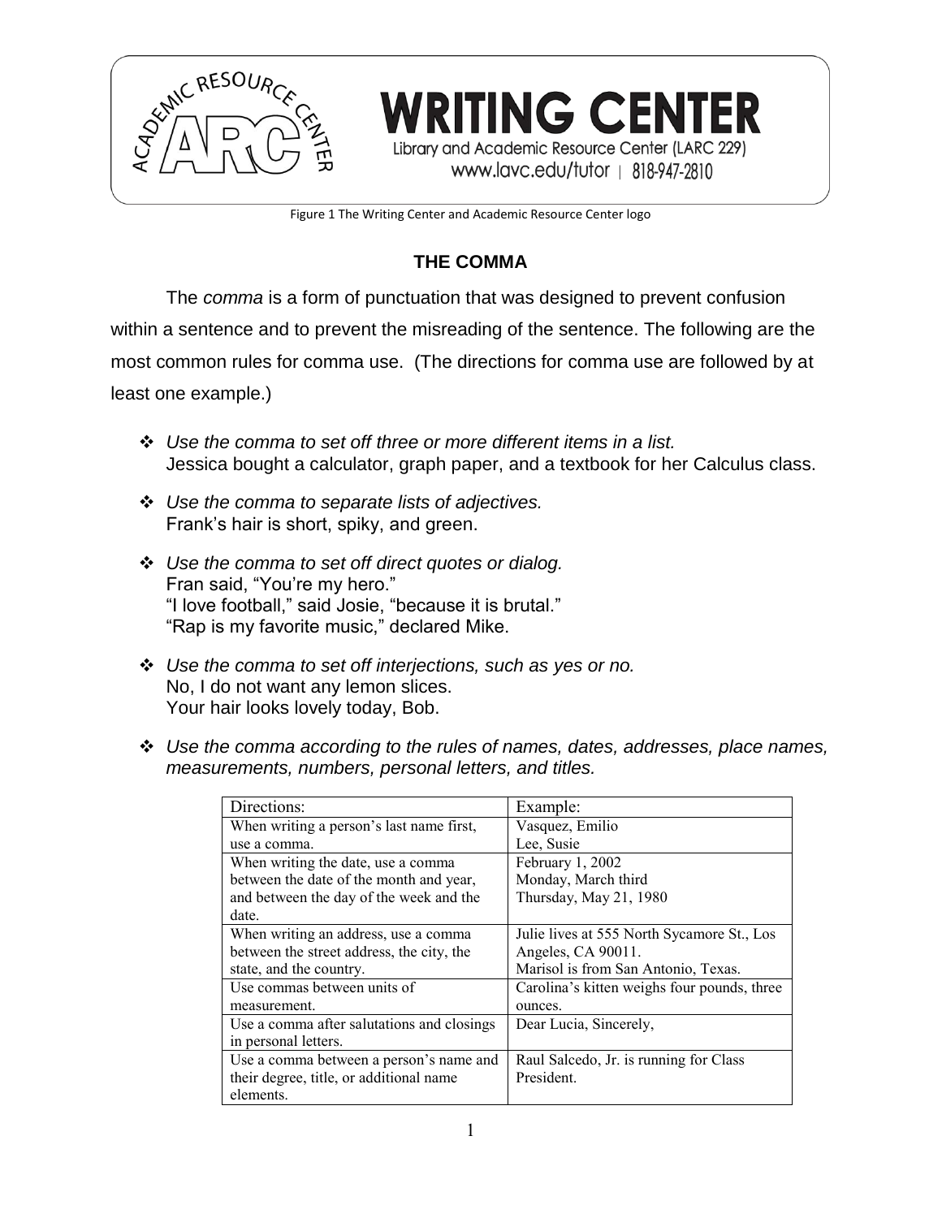WRITING CENTER

Library and Academic Resource Center (LARC 229)

www.lavc.edu/tutor | 818-947-2810

Figure 1 The Writing Center and Academic Resource Center logo

## THE COMMA

The *comma* is a form of punctuation that was designed to prevent confusion within a sentence and to prevent the misreading of the sentence. The following are the most common rules for comma use. (The directions for comma use are followed by at least one example.)

- *Use the comma to set off three or more different items in a list.*
  Jessica bought a calculator, graph paper, and a textbook for her Calculus class.

- *Use the comma to separate lists of adjectives.*
  Frank's hair is short, spiky, and green.

- *Use the comma to set off direct quotes or dialog.*
  Fran said, "You're my hero."
  "I love football," said Josie, "because it is brutal."
  "Rap is my favorite music," declared Mike.

- *Use the comma to set off interjections, such as yes or no.*
  No, I do not want any lemon slices.
  Your hair looks lovely today, Bob.

- *Use the comma according to the rules of names, dates, addresses, place names, measurements, numbers, personal letters, and titles.*

| Directions: | Example: |
|---|---|
| When writing a person's last name first, use a comma. | Vasquez, Emilio<br>Lee, Susie |
| When writing the date, use a comma between the date of the month and year, and between the day of the week and the date. | February 1, 2002<br>Monday, March third<br>Thursday, May 21, 1980 |
| When writing an address, use a comma between the street address, the city, the state, and the country. | Julie lives at 555 North Sycamore St., Los Angeles, CA 90011.<br>Marisol is from San Antonio, Texas. |
| Use commas between units of measurement. | Carolina's kitten weighs four pounds, three ounces. |
| Use a comma after salutations and closings in personal letters. | Dear Lucia, Sincerely, |
| Use a comma between a person's name and their degree, title, or additional name elements. | Raul Salcedo, Jr. is running for Class President. |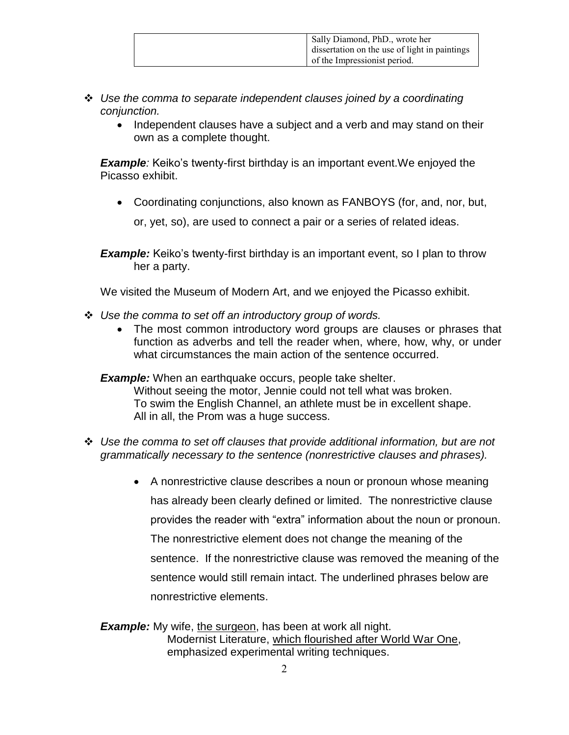| | Sally Diamond, PhD., wrote her dissertation on the use of light in paintings of the Impressionist period. |
|---|---|

- *Use the comma to separate independent clauses joined by a coordinating conjunction.*
    - Independent clauses have a subject and a verb and may stand on their own as a complete thought.

***Example**:* Keiko's twenty-first birthday is an important event.We enjoyed the Picasso exhibit.

- Coordinating conjunctions, also known as FANBOYS (for, and, nor, but, or, yet, so), are used to connect a pair or a series of related ideas.

***Example:*** Keiko's twenty-first birthday is an important event, so I plan to throw her a party.

We visited the Museum of Modern Art, and we enjoyed the Picasso exhibit.

- *Use the comma to set off an introductory group of words.*
    - The most common introductory word groups are clauses or phrases that function as adverbs and tell the reader when, where, how, why, or under what circumstances the main action of the sentence occurred.

***Example:*** When an earthquake occurs, people take shelter.
Without seeing the motor, Jennie could not tell what was broken.
To swim the English Channel, an athlete must be in excellent shape.
All in all, the Prom was a huge success.

- *Use the comma to set off clauses that provide additional information, but are not grammatically necessary to the sentence (nonrestrictive clauses and phrases).*
    - A nonrestrictive clause describes a noun or pronoun whose meaning has already been clearly defined or limited. The nonrestrictive clause provides the reader with "extra" information about the noun or pronoun. The nonrestrictive element does not change the meaning of the sentence. If the nonrestrictive clause was removed the meaning of the sentence would still remain intact. The underlined phrases below are nonrestrictive elements.

***Example:*** My wife, <u>the surgeon</u>, has been at work all night.
Modernist Literature, <u>which flourished after World War One</u>, emphasized experimental writing techniques.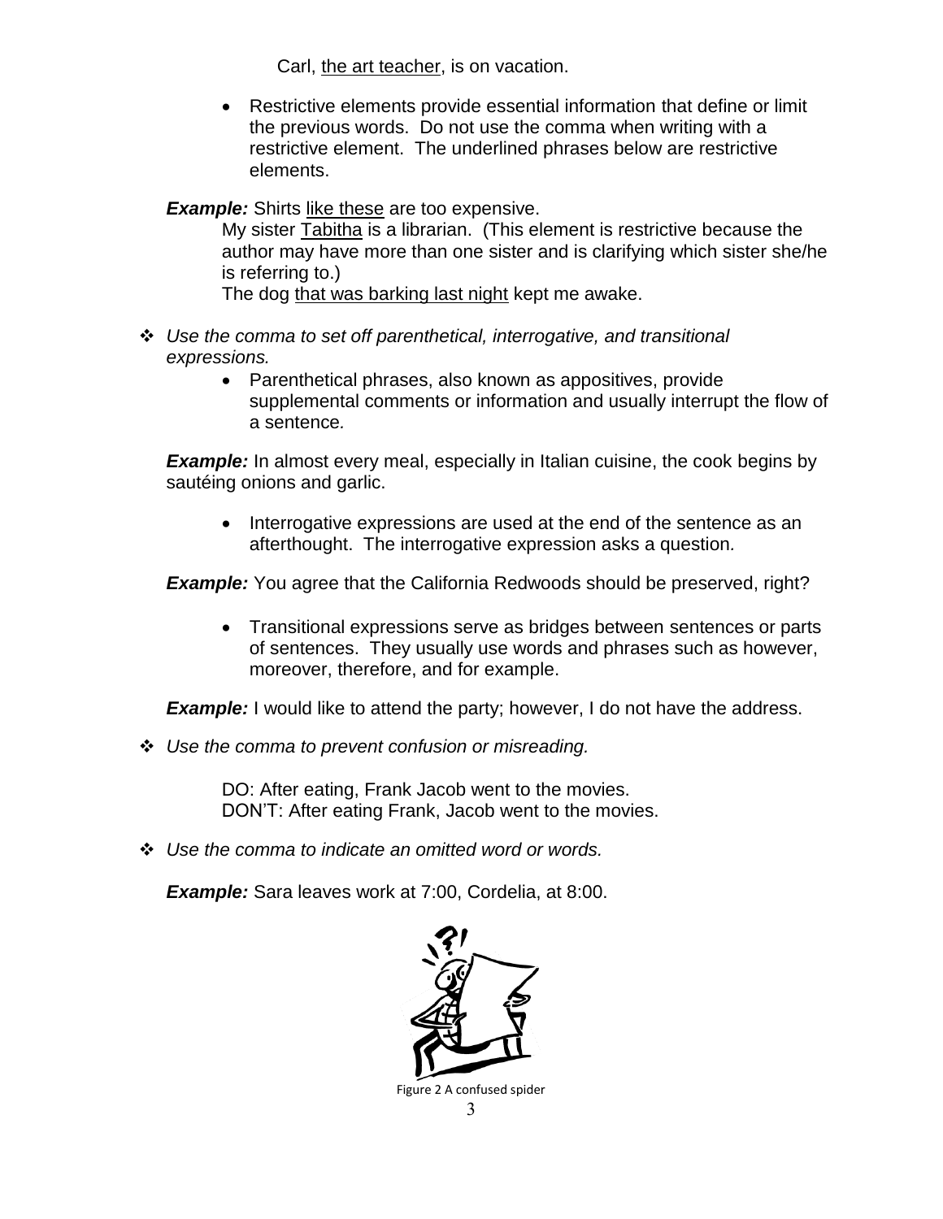Carl, <u>the art teacher</u>, is on vacation.

- Restrictive elements provide essential information that define or limit the previous words. Do not use the comma when writing with a restrictive element. The underlined phrases below are restrictive elements.

***Example:*** Shirts <u>like these</u> are too expensive.

My sister <u>Tabitha</u> is a librarian. (This element is restrictive because the author may have more than one sister and is clarifying which sister she/he is referring to.)

The dog <u>that was barking last night</u> kept me awake.

- *Use the comma to set off parenthetical, interrogative, and transitional expressions.*
  - Parenthetical phrases, also known as appositives, provide supplemental comments or information and usually interrupt the flow of a sentence.

***Example:*** In almost every meal, especially in Italian cuisine, the cook begins by sautéing onions and garlic.

  - Interrogative expressions are used at the end of the sentence as an afterthought. The interrogative expression asks a question.

***Example:*** You agree that the California Redwoods should be preserved, right?

  - Transitional expressions serve as bridges between sentences or parts of sentences. They usually use words and phrases such as however, moreover, therefore, and for example.

***Example:*** I would like to attend the party; however, I do not have the address.

- *Use the comma to prevent confusion or misreading.*

DO: After eating, Frank Jacob went to the movies.
DON'T: After eating Frank, Jacob went to the movies.

- *Use the comma to indicate an omitted word or words.*

***Example:*** Sara leaves work at 7:00, Cordelia, at 8:00.

Figure 2 A confused spider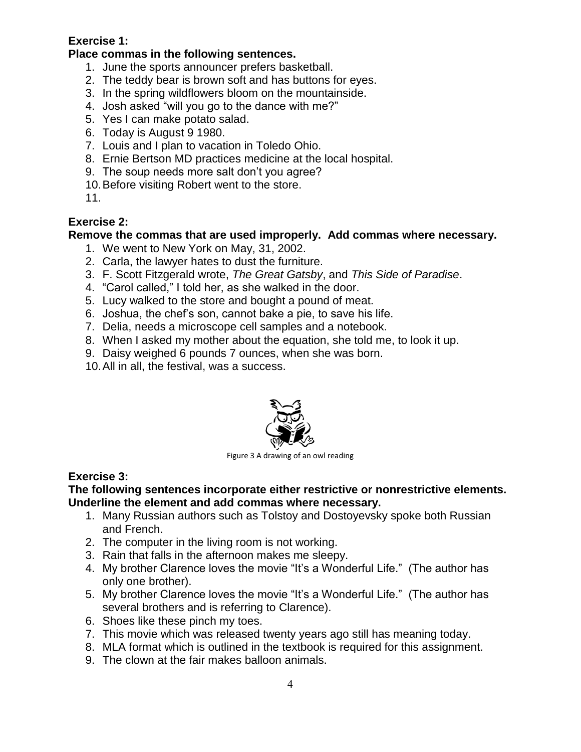**Exercise 1:**

**Place commas in the following sentences.**

1. June the sports announcer prefers basketball.
2. The teddy bear is brown soft and has buttons for eyes.
3. In the spring wildflowers bloom on the mountainside.
4. Josh asked "will you go to the dance with me?"
5. Yes I can make potato salad.
6. Today is August 9 1980.
7. Louis and I plan to vacation in Toledo Ohio.
8. Ernie Bertson MD practices medicine at the local hospital.
9. The soup needs more salt don't you agree?
10. Before visiting Robert went to the store.
11.

**Exercise 2:**

**Remove the commas that are used improperly. Add commas where necessary.**

1. We went to New York on May, 31, 2002.
2. Carla, the lawyer hates to dust the furniture.
3. F. Scott Fitzgerald wrote, *The Great Gatsby*, and *This Side of Paradise*.
4. "Carol called," I told her, as she walked in the door.
5. Lucy walked to the store and bought a pound of meat.
6. Joshua, the chef's son, cannot bake a pie, to save his life.
7. Delia, needs a microscope cell samples and a notebook.
8. When I asked my mother about the equation, she told me, to look it up.
9. Daisy weighed 6 pounds 7 ounces, when she was born.
10. All in all, the festival, was a success.

Figure 3 A drawing of an owl reading

**Exercise 3:**

**The following sentences incorporate either restrictive or nonrestrictive elements. Underline the element and add commas where necessary.**

1. Many Russian authors such as Tolstoy and Dostoyevsky spoke both Russian and French.
2. The computer in the living room is not working.
3. Rain that falls in the afternoon makes me sleepy.
4. My brother Clarence loves the movie "It's a Wonderful Life." (The author has only one brother).
5. My brother Clarence loves the movie "It's a Wonderful Life." (The author has several brothers and is referring to Clarence).
6. Shoes like these pinch my toes.
7. This movie which was released twenty years ago still has meaning today.
8. MLA format which is outlined in the textbook is required for this assignment.
9. The clown at the fair makes balloon animals.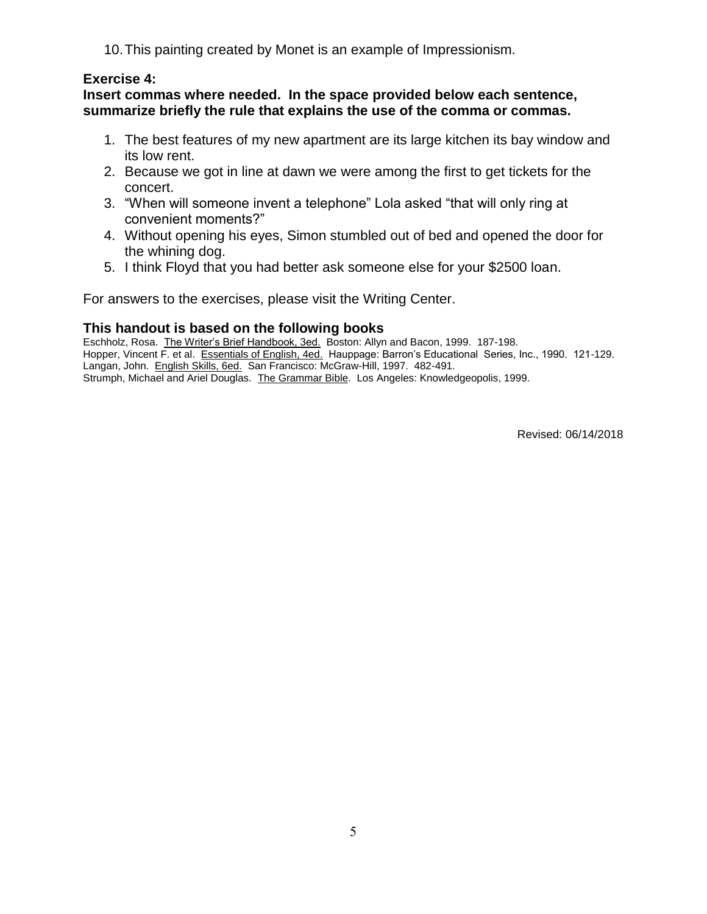10. This painting created by Monet is an example of Impressionism.

**Exercise 4:**
**Insert commas where needed. In the space provided below each sentence, summarize briefly the rule that explains the use of the comma or commas.**

1. The best features of my new apartment are its large kitchen its bay window and its low rent.
2. Because we got in line at dawn we were among the first to get tickets for the concert.
3. “When will someone invent a telephone” Lola asked “that will only ring at convenient moments?”
4. Without opening his eyes, Simon stumbled out of bed and opened the door for the whining dog.
5. I think Floyd that you had better ask someone else for your $2500 loan.

For answers to the exercises, please visit the Writing Center.

### This handout is based on the following books

Eschholz, Rosa. The Writer’s Brief Handbook, 3ed. Boston: Allyn and Bacon, 1999. 187-198.
Hopper, Vincent F. et al. Essentials of English, 4ed. Hauppage: Barron’s Educational Series, Inc., 1990. 121-129.
Langan, John. English Skills, 6ed. San Francisco: McGraw-Hill, 1997. 482-491.
Strumph, Michael and Ariel Douglas. The Grammar Bible. Los Angeles: Knowledgeopolis, 1999.

Revised: 06/14/2018